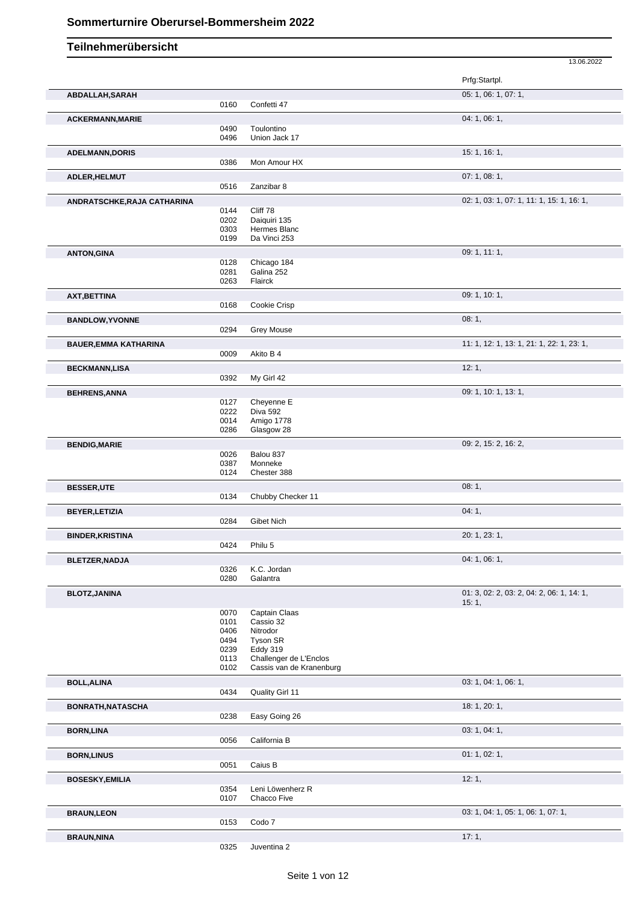# Sommerturnire Oberursel-Bommersheim 2022

## Teilnehmerübersicht

13.06.2022

| Teilnehmer | Nr. | Pferd | Prfg:Startpl. |
|---|---|---|---|
| **ABDALLAH,SARAH** | | | 05: 1, 06: 1, 07: 1, |
| | 0160 | Confetti 47 | |
| **ACKERMANN,MARIE** | | | 04: 1, 06: 1, |
| | 0490 | Toulontino | |
| | 0496 | Union Jack 17 | |
| **ADELMANN,DORIS** | | | 15: 1, 16: 1, |
| | 0386 | Mon Amour HX | |
| **ADLER,HELMUT** | | | 07: 1, 08: 1, |
| | 0516 | Zanzibar 8 | |
| **ANDRATSCHKE,RAJA CATHARINA** | | | 02: 1, 03: 1, 07: 1, 11: 1, 15: 1, 16: 1, |
| | 0144 | Cliff 78 | |
| | 0202 | Daiquiri 135 | |
| | 0303 | Hermes Blanc | |
| | 0199 | Da Vinci 253 | |
| **ANTON,GINA** | | | 09: 1, 11: 1, |
| | 0128 | Chicago 184 | |
| | 0281 | Galina 252 | |
| | 0263 | Flairck | |
| **AXT,BETTINA** | | | 09: 1, 10: 1, |
| | 0168 | Cookie Crisp | |
| **BANDLOW,YVONNE** | | | 08: 1, |
| | 0294 | Grey Mouse | |
| **BAUER,EMMA KATHARINA** | | | 11: 1, 12: 1, 13: 1, 21: 1, 22: 1, 23: 1, |
| | 0009 | Akito B 4 | |
| **BECKMANN,LISA** | | | 12: 1, |
| | 0392 | My Girl 42 | |
| **BEHRENS,ANNA** | | | 09: 1, 10: 1, 13: 1, |
| | 0127 | Cheyenne E | |
| | 0222 | Diva 592 | |
| | 0014 | Amigo 1778 | |
| | 0286 | Glasgow 28 | |
| **BENDIG,MARIE** | | | 09: 2, 15: 2, 16: 2, |
| | 0026 | Balou 837 | |
| | 0387 | Monneke | |
| | 0124 | Chester 388 | |
| **BESSER,UTE** | | | 08: 1, |
| | 0134 | Chubby Checker 11 | |
| **BEYER,LETIZIA** | | | 04: 1, |
| | 0284 | Gibet Nich | |
| **BINDER,KRISTINA** | | | 20: 1, 23: 1, |
| | 0424 | Philu 5 | |
| **BLETZER,NADJA** | | | 04: 1, 06: 1, |
| | 0326 | K.C. Jordan | |
| | 0280 | Galantra | |
| **BLOTZ,JANINA** | | | 01: 3, 02: 2, 03: 2, 04: 2, 06: 1, 14: 1, 15: 1, |
| | 0070 | Captain Claas | |
| | 0101 | Cassio 32 | |
| | 0406 | Nitrodor | |
| | 0494 | Tyson SR | |
| | 0239 | Eddy 319 | |
| | 0113 | Challenger de L'Enclos | |
| | 0102 | Cassis van de Kranenburg | |
| **BOLL,ALINA** | | | 03: 1, 04: 1, 06: 1, |
| | 0434 | Quality Girl 11 | |
| **BONRATH,NATASCHA** | | | 18: 1, 20: 1, |
| | 0238 | Easy Going 26 | |
| **BORN,LINA** | | | 03: 1, 04: 1, |
| | 0056 | California B | |
| **BORN,LINUS** | | | 01: 1, 02: 1, |
| | 0051 | Caius B | |
| **BOSESKY,EMILIA** | | | 12: 1, |
| | 0354 | Leni Löwenherz R | |
| | 0107 | Chacco Five | |
| **BRAUN,LEON** | | | 03: 1, 04: 1, 05: 1, 06: 1, 07: 1, |
| | 0153 | Codo 7 | |
| **BRAUN,NINA** | | | 17: 1, |
| | 0325 | Juventina 2 | |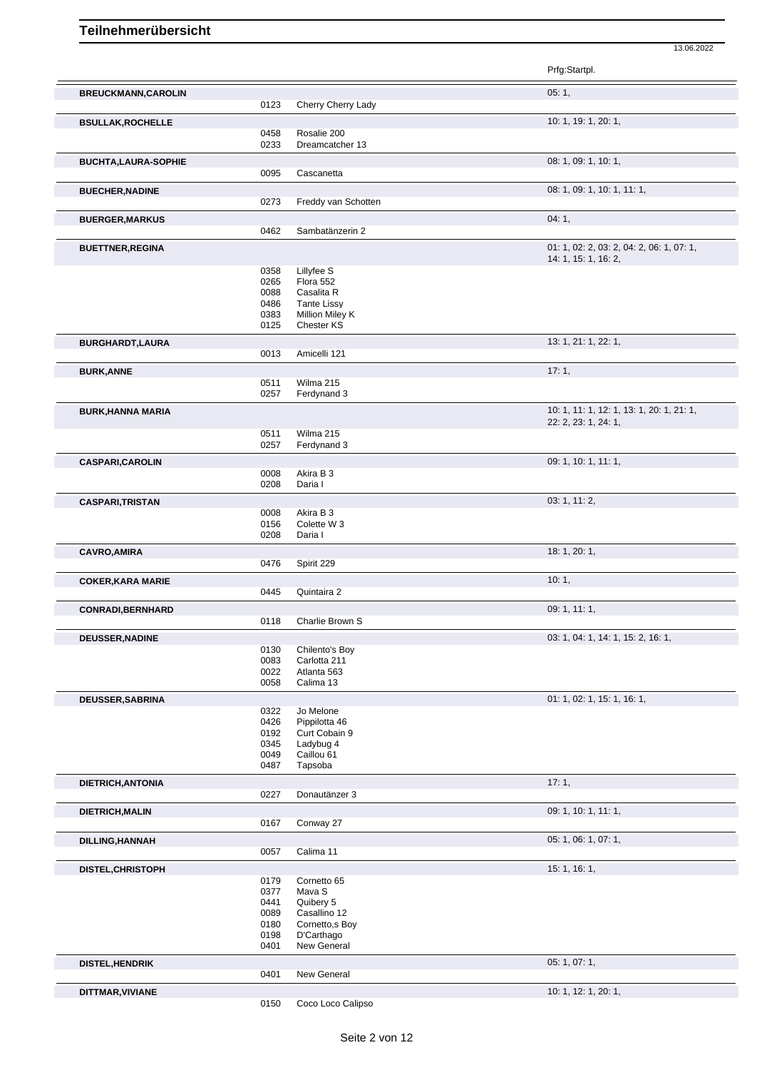# Teilnehmerübersicht

13.06.2022

| Teilnehmer | Nr. | Pferd | Prfg:Startpl. |
|---|---|---|---|
| **BREUCKMANN,CAROLIN** | | | 05: 1, |
| | 0123 | Cherry Cherry Lady | |
| **BSULLAK,ROCHELLE** | | | 10: 1, 19: 1, 20: 1, |
| | 0458 | Rosalie 200 | |
| | 0233 | Dreamcatcher 13 | |
| **BUCHTA,LAURA-SOPHIE** | | | 08: 1, 09: 1, 10: 1, |
| | 0095 | Cascanetta | |
| **BUECHER,NADINE** | | | 08: 1, 09: 1, 10: 1, 11: 1, |
| | 0273 | Freddy van Schotten | |
| **BUERGER,MARKUS** | | | 04: 1, |
| | 0462 | Sambatänzerin 2 | |
| **BUETTNER,REGINA** | | | 01: 1, 02: 2, 03: 2, 04: 2, 06: 1, 07: 1, 14: 1, 15: 1, 16: 2, |
| | 0358 | Lillyfee S | |
| | 0265 | Flora 552 | |
| | 0088 | Casalita R | |
| | 0486 | Tante Lissy | |
| | 0383 | Million Miley K | |
| | 0125 | Chester KS | |
| **BURGHARDT,LAURA** | | | 13: 1, 21: 1, 22: 1, |
| | 0013 | Amicelli 121 | |
| **BURK,ANNE** | | | 17: 1, |
| | 0511 | Wilma 215 | |
| | 0257 | Ferdynand 3 | |
| **BURK,HANNA MARIA** | | | 10: 1, 11: 1, 12: 1, 13: 1, 20: 1, 21: 1, 22: 2, 23: 1, 24: 1, |
| | 0511 | Wilma 215 | |
| | 0257 | Ferdynand 3 | |
| **CASPARI,CAROLIN** | | | 09: 1, 10: 1, 11: 1, |
| | 0008 | Akira B 3 | |
| | 0208 | Daria I | |
| **CASPARI,TRISTAN** | | | 03: 1, 11: 2, |
| | 0008 | Akira B 3 | |
| | 0156 | Colette W 3 | |
| | 0208 | Daria I | |
| **CAVRO,AMIRA** | | | 18: 1, 20: 1, |
| | 0476 | Spirit 229 | |
| **COKER,KARA MARIE** | | | 10: 1, |
| | 0445 | Quintaira 2 | |
| **CONRADI,BERNHARD** | | | 09: 1, 11: 1, |
| | 0118 | Charlie Brown S | |
| **DEUSSER,NADINE** | | | 03: 1, 04: 1, 14: 1, 15: 2, 16: 1, |
| | 0130 | Chilento's Boy | |
| | 0083 | Carlotta 211 | |
| | 0022 | Atlanta 563 | |
| | 0058 | Calima 13 | |
| **DEUSSER,SABRINA** | | | 01: 1, 02: 1, 15: 1, 16: 1, |
| | 0322 | Jo Melone | |
| | 0426 | Pippilotta 46 | |
| | 0192 | Curt Cobain 9 | |
| | 0345 | Ladybug 4 | |
| | 0049 | Caillou 61 | |
| | 0487 | Tapsoba | |
| **DIETRICH,ANTONIA** | | | 17: 1, |
| | 0227 | Donautänzer 3 | |
| **DIETRICH,MALIN** | | | 09: 1, 10: 1, 11: 1, |
| | 0167 | Conway 27 | |
| **DILLING,HANNAH** | | | 05: 1, 06: 1, 07: 1, |
| | 0057 | Calima 11 | |
| **DISTEL,CHRISTOPH** | | | 15: 1, 16: 1, |
| | 0179 | Cornetto 65 | |
| | 0377 | Mava S | |
| | 0441 | Quibery 5 | |
| | 0089 | Casallino 12 | |
| | 0180 | Cornetto,s Boy | |
| | 0198 | D'Carthago | |
| | 0401 | New General | |
| **DISTEL,HENDRIK** | | | 05: 1, 07: 1, |
| | 0401 | New General | |
| **DITTMAR,VIVIANE** | | | 10: 1, 12: 1, 20: 1, |
| | 0150 | Coco Loco Calipso | |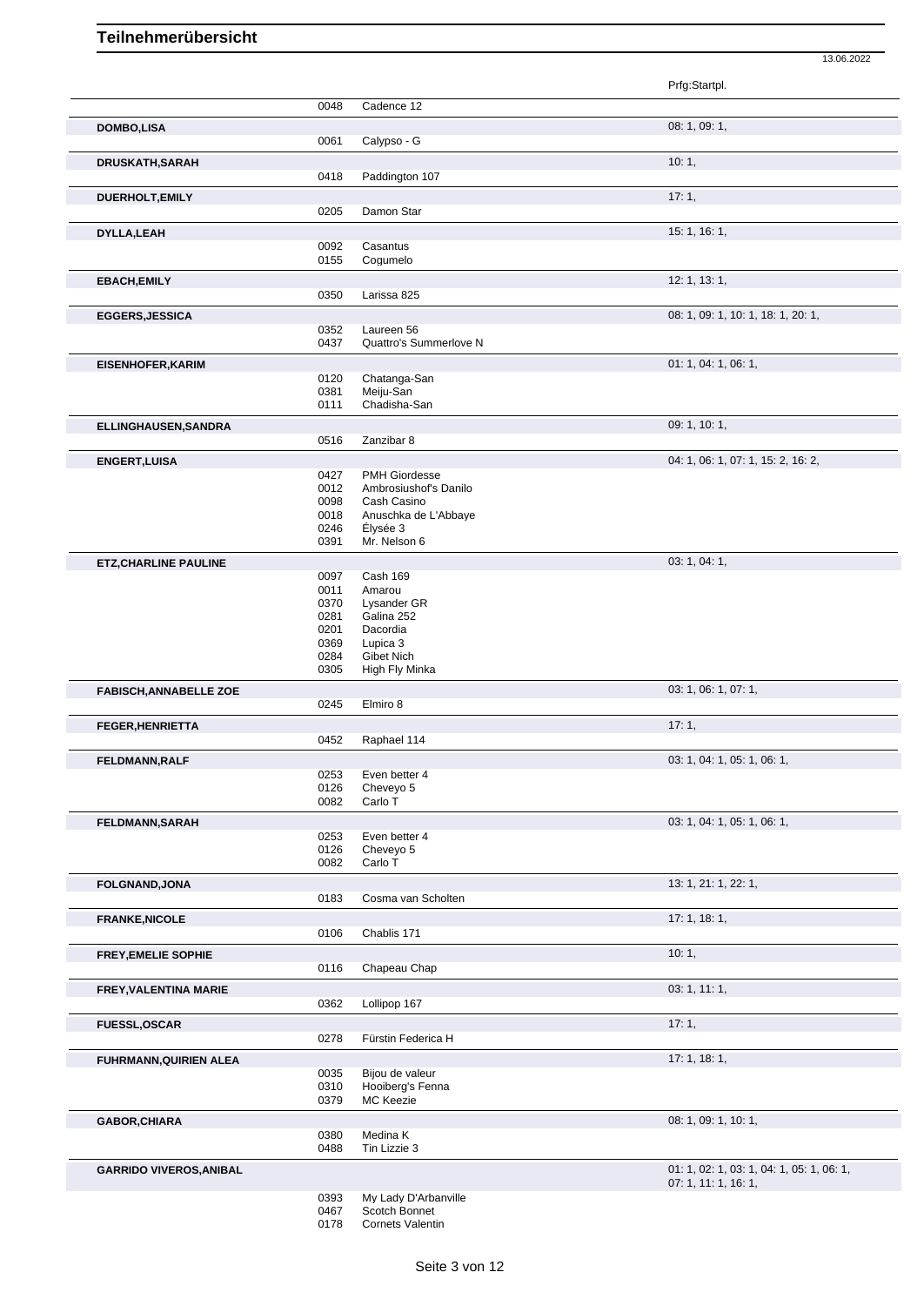# Teilnehmerübersicht

13.06.2022

| Name | Nr. | Pferd | Prfg:Startpl. |
|---|---|---|---|
| | 0048 | Cadence 12 | |
| **DOMBO,LISA** | | | 08: 1, 09: 1, |
| | 0061 | Calypso - G | |
| **DRUSKATH,SARAH** | | | 10: 1, |
| | 0418 | Paddington 107 | |
| **DUERHOLT,EMILY** | | | 17: 1, |
| | 0205 | Damon Star | |
| **DYLLA,LEAH** | | | 15: 1, 16: 1, |
| | 0092 | Casantus | |
| | 0155 | Cogumelo | |
| **EBACH,EMILY** | | | 12: 1, 13: 1, |
| | 0350 | Larissa 825 | |
| **EGGERS,JESSICA** | | | 08: 1, 09: 1, 10: 1, 18: 1, 20: 1, |
| | 0352 | Laureen 56 | |
| | 0437 | Quattro's Summerlove N | |
| **EISENHOFER,KARIM** | | | 01: 1, 04: 1, 06: 1, |
| | 0120 | Chatanga-San | |
| | 0381 | Meiju-San | |
| | 0111 | Chadisha-San | |
| **ELLINGHAUSEN,SANDRA** | | | 09: 1, 10: 1, |
| | 0516 | Zanzibar 8 | |
| **ENGERT,LUISA** | | | 04: 1, 06: 1, 07: 1, 15: 2, 16: 2, |
| | 0427 | PMH Giordesse | |
| | 0012 | Ambrosiushof's Danilo | |
| | 0098 | Cash Casino | |
| | 0018 | Anuschka de L'Abbaye | |
| | 0246 | Élysée 3 | |
| | 0391 | Mr. Nelson 6 | |
| **ETZ,CHARLINE PAULINE** | | | 03: 1, 04: 1, |
| | 0097 | Cash 169 | |
| | 0011 | Amarou | |
| | 0370 | Lysander GR | |
| | 0281 | Galina 252 | |
| | 0201 | Dacordia | |
| | 0369 | Lupica 3 | |
| | 0284 | Gibet Nich | |
| | 0305 | High Fly Minka | |
| **FABISCH,ANNABELLE ZOE** | | | 03: 1, 06: 1, 07: 1, |
| | 0245 | Elmiro 8 | |
| **FEGER,HENRIETTA** | | | 17: 1, |
| | 0452 | Raphael 114 | |
| **FELDMANN,RALF** | | | 03: 1, 04: 1, 05: 1, 06: 1, |
| | 0253 | Even better 4 | |
| | 0126 | Cheveyo 5 | |
| | 0082 | Carlo T | |
| **FELDMANN,SARAH** | | | 03: 1, 04: 1, 05: 1, 06: 1, |
| | 0253 | Even better 4 | |
| | 0126 | Cheveyo 5 | |
| | 0082 | Carlo T | |
| **FOLGNAND,JONA** | | | 13: 1, 21: 1, 22: 1, |
| | 0183 | Cosma van Scholten | |
| **FRANKE,NICOLE** | | | 17: 1, 18: 1, |
| | 0106 | Chablis 171 | |
| **FREY,EMELIE SOPHIE** | | | 10: 1, |
| | 0116 | Chapeau Chap | |
| **FREY,VALENTINA MARIE** | | | 03: 1, 11: 1, |
| | 0362 | Lollipop 167 | |
| **FUESSL,OSCAR** | | | 17: 1, |
| | 0278 | Fürstin Federica H | |
| **FUHRMANN,QUIRIEN ALEA** | | | 17: 1, 18: 1, |
| | 0035 | Bijou de valeur | |
| | 0310 | Hooiberg's Fenna | |
| | 0379 | MC Keezie | |
| **GABOR,CHIARA** | | | 08: 1, 09: 1, 10: 1, |
| | 0380 | Medina K | |
| | 0488 | Tin Lizzie 3 | |
| **GARRIDO VIVEROS,ANIBAL** | | | 01: 1, 02: 1, 03: 1, 04: 1, 05: 1, 06: 1, 07: 1, 11: 1, 16: 1, |
| | 0393 | My Lady D'Arbanville | |
| | 0467 | Scotch Bonnet | |
| | 0178 | Cornets Valentin | |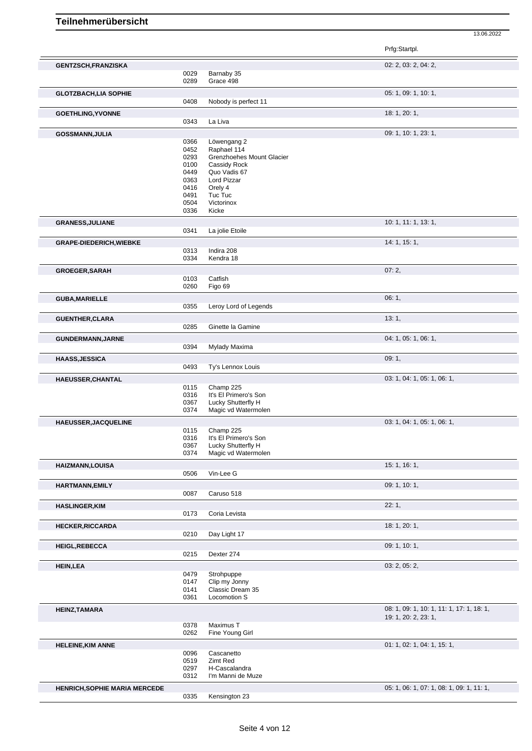# Teilnehmerübersicht

13.06.2022

| Name | Nr. | Pferd | Prfg:Startpl. |
|---|---|---|---|
| **GENTZSCH,FRANZISKA** | | | 02: 2, 03: 2, 04: 2, |
| | 0029 | Barnaby 35 | |
| | 0289 | Grace 498 | |
| **GLOTZBACH,LIA SOPHIE** | | | 05: 1, 09: 1, 10: 1, |
| | 0408 | Nobody is perfect 11 | |
| **GOETHLING,YVONNE** | | | 18: 1, 20: 1, |
| | 0343 | La Liva | |
| **GOSSMANN,JULIA** | | | 09: 1, 10: 1, 23: 1, |
| | 0366 | Löwengang 2 | |
| | 0452 | Raphael 114 | |
| | 0293 | Grenzhoehes Mount Glacier | |
| | 0100 | Cassidy Rock | |
| | 0449 | Quo Vadis 67 | |
| | 0363 | Lord Pizzar | |
| | 0416 | Orely 4 | |
| | 0491 | Tuc Tuc | |
| | 0504 | Victorinox | |
| | 0336 | Kicke | |
| **GRANESS,JULIANE** | | | 10: 1, 11: 1, 13: 1, |
| | 0341 | La jolie Etoile | |
| **GRAPE-DIEDERICH,WIEBKE** | | | 14: 1, 15: 1, |
| | 0313 | Indira 208 | |
| | 0334 | Kendra 18 | |
| **GROEGER,SARAH** | | | 07: 2, |
| | 0103 | Catfish | |
| | 0260 | Figo 69 | |
| **GUBA,MARIELLE** | | | 06: 1, |
| | 0355 | Leroy Lord of Legends | |
| **GUENTHER,CLARA** | | | 13: 1, |
| | 0285 | Ginette la Gamine | |
| **GUNDERMANN,JARNE** | | | 04: 1, 05: 1, 06: 1, |
| | 0394 | Mylady Maxima | |
| **HAASS,JESSICA** | | | 09: 1, |
| | 0493 | Ty's Lennox Louis | |
| **HAEUSSER,CHANTAL** | | | 03: 1, 04: 1, 05: 1, 06: 1, |
| | 0115 | Champ 225 | |
| | 0316 | It's El Primero's Son | |
| | 0367 | Lucky Shutterfly H | |
| | 0374 | Magic vd Watermolen | |
| **HAEUSSER,JACQUELINE** | | | 03: 1, 04: 1, 05: 1, 06: 1, |
| | 0115 | Champ 225 | |
| | 0316 | It's El Primero's Son | |
| | 0367 | Lucky Shutterfly H | |
| | 0374 | Magic vd Watermolen | |
| **HAIZMANN,LOUISA** | | | 15: 1, 16: 1, |
| | 0506 | Vin-Lee G | |
| **HARTMANN,EMILY** | | | 09: 1, 10: 1, |
| | 0087 | Caruso 518 | |
| **HASLINGER,KIM** | | | 22: 1, |
| | 0173 | Coria Levista | |
| **HECKER,RICCARDA** | | | 18: 1, 20: 1, |
| | 0210 | Day Light 17 | |
| **HEIGL,REBECCA** | | | 09: 1, 10: 1, |
| | 0215 | Dexter 274 | |
| **HEIN,LEA** | | | 03: 2, 05: 2, |
| | 0479 | Strohpuppe | |
| | 0147 | Clip my Jonny | |
| | 0141 | Classic Dream 35 | |
| | 0361 | Locomotion S | |
| **HEINZ,TAMARA** | | | 08: 1, 09: 1, 10: 1, 11: 1, 17: 1, 18: 1, 19: 1, 20: 2, 23: 1, |
| | 0378 | Maximus T | |
| | 0262 | Fine Young Girl | |
| **HELEINE,KIM ANNE** | | | 01: 1, 02: 1, 04: 1, 15: 1, |
| | 0096 | Cascanetto | |
| | 0519 | Zimt Red | |
| | 0297 | H-Cascalandra | |
| | 0312 | I'm Manni de Muze | |
| **HENRICH,SOPHIE MARIA MERCEDE** | | | 05: 1, 06: 1, 07: 1, 08: 1, 09: 1, 11: 1, |
| | 0335 | Kensington 23 | |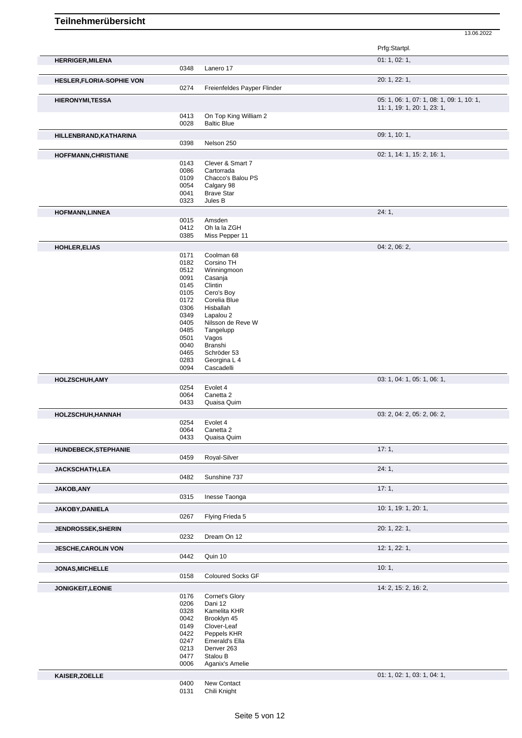# Teilnehmerübersicht

13.06.2022

| Teilnehmer | Nr. | Pferd | Prfg:Startpl. |
|---|---|---|---|
| **HERRIGER,MILENA** | | | 01: 1, 02: 1, |
| | 0348 | Lanero 17 | |
| **HESLER,FLORIA-SOPHIE VON** | | | 20: 1, 22: 1, |
| | 0274 | Freienfeldes Payper Flinder | |
| **HIERONYMI,TESSA** | | | 05: 1, 06: 1, 07: 1, 08: 1, 09: 1, 10: 1, 11: 1, 19: 1, 20: 1, 23: 1, |
| | 0413 | On Top King William 2 | |
| | 0028 | Baltic Blue | |
| **HILLENBRAND,KATHARINA** | | | 09: 1, 10: 1, |
| | 0398 | Nelson 250 | |
| **HOFFMANN,CHRISTIANE** | | | 02: 1, 14: 1, 15: 2, 16: 1, |
| | 0143 | Clever & Smart 7 | |
| | 0086 | Cartorrada | |
| | 0109 | Chacco's Balou PS | |
| | 0054 | Calgary 98 | |
| | 0041 | Brave Star | |
| | 0323 | Jules B | |
| **HOFMANN,LINNEA** | | | 24: 1, |
| | 0015 | Amsden | |
| | 0412 | Oh la la ZGH | |
| | 0385 | Miss Pepper 11 | |
| **HOHLER,ELIAS** | | | 04: 2, 06: 2, |
| | 0171 | Coolman 68 | |
| | 0182 | Corsino TH | |
| | 0512 | Winningmoon | |
| | 0091 | Casanja | |
| | 0145 | Clintin | |
| | 0105 | Cero's Boy | |
| | 0172 | Corelia Blue | |
| | 0306 | Hisballah | |
| | 0349 | Lapalou 2 | |
| | 0405 | Nilsson de Reve W | |
| | 0485 | Tangelupp | |
| | 0501 | Vagos | |
| | 0040 | Branshi | |
| | 0465 | Schröder 53 | |
| | 0283 | Georgina L 4 | |
| | 0094 | Cascadelli | |
| **HOLZSCHUH,AMY** | | | 03: 1, 04: 1, 05: 1, 06: 1, |
| | 0254 | Evolet 4 | |
| | 0064 | Canetta 2 | |
| | 0433 | Quaisa Quim | |
| **HOLZSCHUH,HANNAH** | | | 03: 2, 04: 2, 05: 2, 06: 2, |
| | 0254 | Evolet 4 | |
| | 0064 | Canetta 2 | |
| | 0433 | Quaisa Quim | |
| **HUNDEBECK,STEPHANIE** | | | 17: 1, |
| | 0459 | Royal-Silver | |
| **JACKSCHATH,LEA** | | | 24: 1, |
| | 0482 | Sunshine 737 | |
| **JAKOB,ANY** | | | 17: 1, |
| | 0315 | Inesse Taonga | |
| **JAKOBY,DANIELA** | | | 10: 1, 19: 1, 20: 1, |
| | 0267 | Flying Frieda 5 | |
| **JENDROSSEK,SHERIN** | | | 20: 1, 22: 1, |
| | 0232 | Dream On 12 | |
| **JESCHE,CAROLIN VON** | | | 12: 1, 22: 1, |
| | 0442 | Quin 10 | |
| **JONAS,MICHELLE** | | | 10: 1, |
| | 0158 | Coloured Socks GF | |
| **JONIGKEIT,LEONIE** | | | 14: 2, 15: 2, 16: 2, |
| | 0176 | Cornet's Glory | |
| | 0206 | Dani 12 | |
| | 0328 | Kamelita KHR | |
| | 0042 | Brooklyn 45 | |
| | 0149 | Clover-Leaf | |
| | 0422 | Peppels KHR | |
| | 0247 | Emerald's Ella | |
| | 0213 | Denver 263 | |
| | 0477 | Stalou B | |
| | 0006 | Aganix's Amelie | |
| **KAISER,ZOELLE** | | | 01: 1, 02: 1, 03: 1, 04: 1, |
| | 0400 | New Contact | |
| | 0131 | Chili Knight | |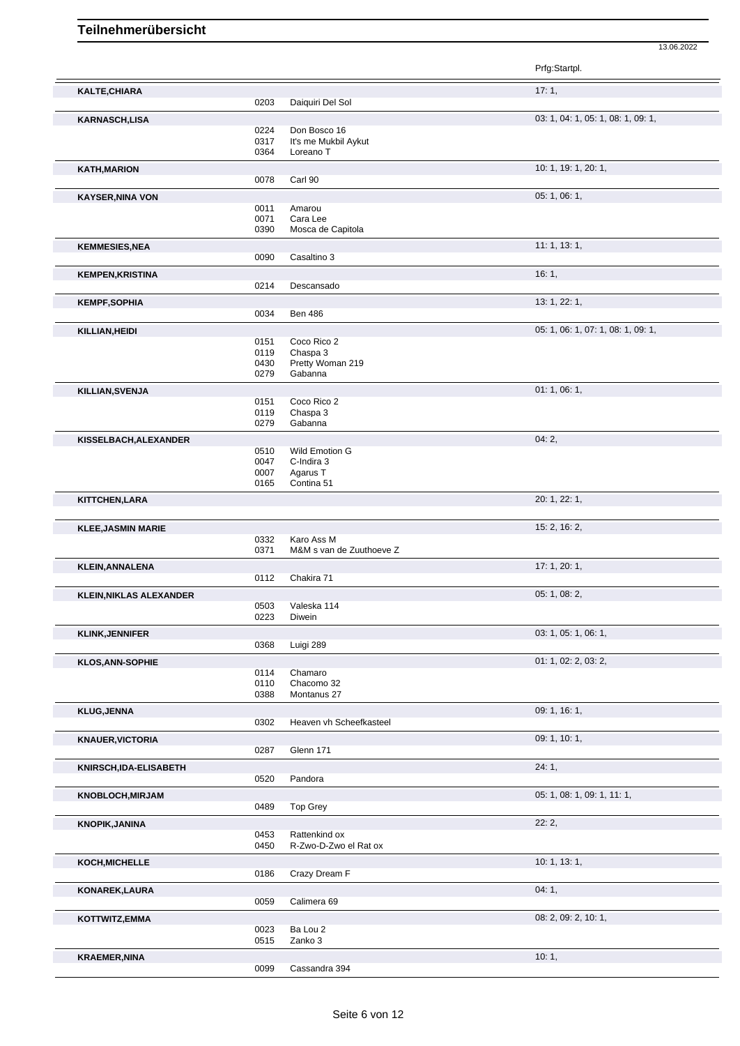# Teilnehmerübersicht

13.06.2022

| Name | Nr. | Pferd | Prfg:Startpl. |
|---|---|---|---|
| KALTE,CHIARA | | | 17: 1, |
| | 0203 | Daiquiri Del Sol | |
| KARNASCH,LISA | | | 03: 1, 04: 1, 05: 1, 08: 1, 09: 1, |
| | 0224 | Don Bosco 16 | |
| | 0317 | It's me Mukbil Aykut | |
| | 0364 | Loreano T | |
| KATH,MARION | | | 10: 1, 19: 1, 20: 1, |
| | 0078 | Carl 90 | |
| KAYSER,NINA VON | | | 05: 1, 06: 1, |
| | 0011 | Amarou | |
| | 0071 | Cara Lee | |
| | 0390 | Mosca de Capitola | |
| KEMMESIES,NEA | | | 11: 1, 13: 1, |
| | 0090 | Casaltino 3 | |
| KEMPEN,KRISTINA | | | 16: 1, |
| | 0214 | Descansado | |
| KEMPF,SOPHIA | | | 13: 1, 22: 1, |
| | 0034 | Ben 486 | |
| KILLIAN,HEIDI | | | 05: 1, 06: 1, 07: 1, 08: 1, 09: 1, |
| | 0151 | Coco Rico 2 | |
| | 0119 | Chaspa 3 | |
| | 0430 | Pretty Woman 219 | |
| | 0279 | Gabanna | |
| KILLIAN,SVENJA | | | 01: 1, 06: 1, |
| | 0151 | Coco Rico 2 | |
| | 0119 | Chaspa 3 | |
| | 0279 | Gabanna | |
| KISSELBACH,ALEXANDER | | | 04: 2, |
| | 0510 | Wild Emotion G | |
| | 0047 | C-Indira 3 | |
| | 0007 | Agarus T | |
| | 0165 | Contina 51 | |
| KITTCHEN,LARA | | | 20: 1, 22: 1, |
| KLEE,JASMIN MARIE | | | 15: 2, 16: 2, |
| | 0332 | Karo Ass M | |
| | 0371 | M&M s van de Zuuthoeve Z | |
| KLEIN,ANNALENA | | | 17: 1, 20: 1, |
| | 0112 | Chakira 71 | |
| KLEIN,NIKLAS ALEXANDER | | | 05: 1, 08: 2, |
| | 0503 | Valeska 114 | |
| | 0223 | Diwein | |
| KLINK,JENNIFER | | | 03: 1, 05: 1, 06: 1, |
| | 0368 | Luigi 289 | |
| KLOS,ANN-SOPHIE | | | 01: 1, 02: 2, 03: 2, |
| | 0114 | Chamaro | |
| | 0110 | Chacomo 32 | |
| | 0388 | Montanus 27 | |
| KLUG,JENNA | | | 09: 1, 16: 1, |
| | 0302 | Heaven vh Scheefkasteel | |
| KNAUER,VICTORIA | | | 09: 1, 10: 1, |
| | 0287 | Glenn 171 | |
| KNIRSCH,IDA-ELISABETH | | | 24: 1, |
| | 0520 | Pandora | |
| KNOBLOCH,MIRJAM | | | 05: 1, 08: 1, 09: 1, 11: 1, |
| | 0489 | Top Grey | |
| KNOPIK,JANINA | | | 22: 2, |
| | 0453 | Rattenkind ox | |
| | 0450 | R-Zwo-D-Zwo el Rat ox | |
| KOCH,MICHELLE | | | 10: 1, 13: 1, |
| | 0186 | Crazy Dream F | |
| KONAREK,LAURA | | | 04: 1, |
| | 0059 | Calimera 69 | |
| KOTTWITZ,EMMA | | | 08: 2, 09: 2, 10: 1, |
| | 0023 | Ba Lou 2 | |
| | 0515 | Zanko 3 | |
| KRAEMER,NINA | | | 10: 1, |
| | 0099 | Cassandra 394 | |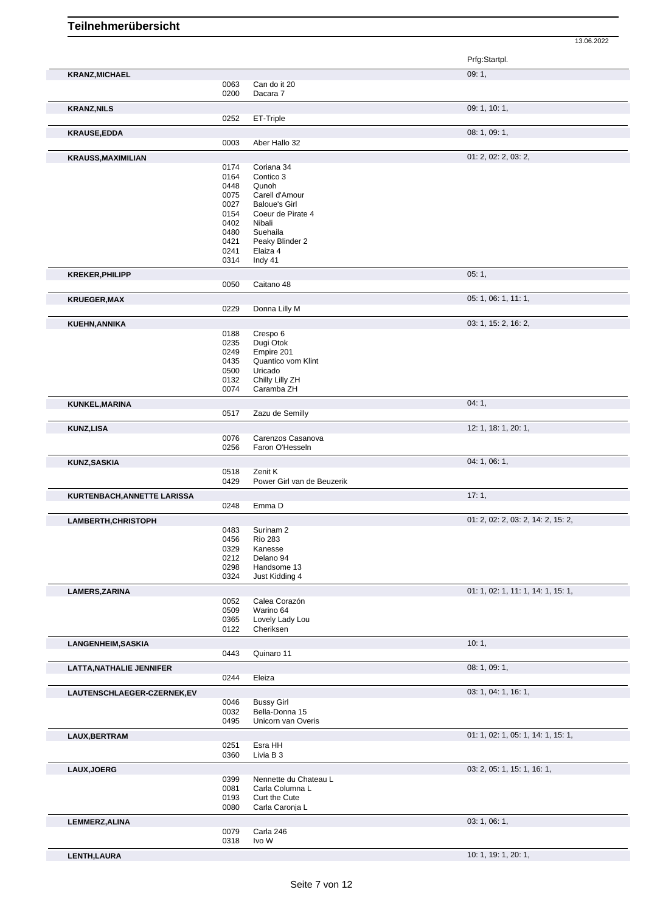# Teilnehmerübersicht

13.06.2022

| Name | Nr. | Pferd | Prfg:Startpl. |
|---|---|---|---|
| **KRANZ,MICHAEL** | | | 09: 1, |
| | 0063 | Can do it 20 | |
| | 0200 | Dacara 7 | |
| **KRANZ,NILS** | | | 09: 1, 10: 1, |
| | 0252 | ET-Triple | |
| **KRAUSE,EDDA** | | | 08: 1, 09: 1, |
| | 0003 | Aber Hallo 32 | |
| **KRAUSS,MAXIMILIAN** | | | 01: 2, 02: 2, 03: 2, |
| | 0174 | Coriana 34 | |
| | 0164 | Contico 3 | |
| | 0448 | Qunoh | |
| | 0075 | Carell d'Amour | |
| | 0027 | Baloue's Girl | |
| | 0154 | Coeur de Pirate 4 | |
| | 0402 | Nibali | |
| | 0480 | Suehaila | |
| | 0421 | Peaky Blinder 2 | |
| | 0241 | Elaiza 4 | |
| | 0314 | Indy 41 | |
| **KREKER,PHILIPP** | | | 05: 1, |
| | 0050 | Caitano 48 | |
| **KRUEGER,MAX** | | | 05: 1, 06: 1, 11: 1, |
| | 0229 | Donna Lilly M | |
| **KUEHN,ANNIKA** | | | 03: 1, 15: 2, 16: 2, |
| | 0188 | Crespo 6 | |
| | 0235 | Dugi Otok | |
| | 0249 | Empire 201 | |
| | 0435 | Quantico vom Klint | |
| | 0500 | Uricado | |
| | 0132 | Chilly Lilly ZH | |
| | 0074 | Caramba ZH | |
| **KUNKEL,MARINA** | | | 04: 1, |
| | 0517 | Zazu de Semilly | |
| **KUNZ,LISA** | | | 12: 1, 18: 1, 20: 1, |
| | 0076 | Carenzos Casanova | |
| | 0256 | Faron O'Hesseln | |
| **KUNZ,SASKIA** | | | 04: 1, 06: 1, |
| | 0518 | Zenit K | |
| | 0429 | Power Girl van de Beuzerik | |
| **KURTENBACH,ANNETTE LARISSA** | | | 17: 1, |
| | 0248 | Emma D | |
| **LAMBERTH,CHRISTOPH** | | | 01: 2, 02: 2, 03: 2, 14: 2, 15: 2, |
| | 0483 | Surinam 2 | |
| | 0456 | Rio 283 | |
| | 0329 | Kanesse | |
| | 0212 | Delano 94 | |
| | 0298 | Handsome 13 | |
| | 0324 | Just Kidding 4 | |
| **LAMERS,ZARINA** | | | 01: 1, 02: 1, 11: 1, 14: 1, 15: 1, |
| | 0052 | Calea Corazón | |
| | 0509 | Warino 64 | |
| | 0365 | Lovely Lady Lou | |
| | 0122 | Cheriksen | |
| **LANGENHEIM,SASKIA** | | | 10: 1, |
| | 0443 | Quinaro 11 | |
| **LATTA,NATHALIE JENNIFER** | | | 08: 1, 09: 1, |
| | 0244 | Eleiza | |
| **LAUTENSCHLAEGER-CZERNEK,EV** | | | 03: 1, 04: 1, 16: 1, |
| | 0046 | Bussy Girl | |
| | 0032 | Bella-Donna 15 | |
| | 0495 | Unicorn van Overis | |
| **LAUX,BERTRAM** | | | 01: 1, 02: 1, 05: 1, 14: 1, 15: 1, |
| | 0251 | Esra HH | |
| | 0360 | Livia B 3 | |
| **LAUX,JOERG** | | | 03: 2, 05: 1, 15: 1, 16: 1, |
| | 0399 | Nennette du Chateau L | |
| | 0081 | Carla Columna L | |
| | 0193 | Curt the Cute | |
| | 0080 | Carla Caronja L | |
| **LEMMERZ,ALINA** | | | 03: 1, 06: 1, |
| | 0079 | Carla 246 | |
| | 0318 | Ivo W | |
| **LENTH,LAURA** | | | 10: 1, 19: 1, 20: 1, |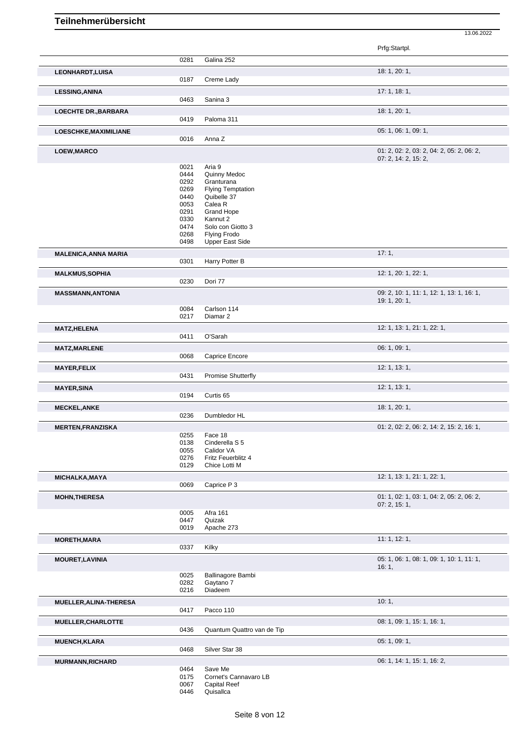# Teilnehmerübersicht

13.06.2022

| Name | Nr. | Pferd | Prfg:Startpl. |
|---|---|---|---|
| | 0281 | Galina 252 | |
| **LEONHARDT,LUISA** | | | 18: 1, 20: 1, |
| | 0187 | Creme Lady | |
| **LESSING,ANINA** | | | 17: 1, 18: 1, |
| | 0463 | Sanina 3 | |
| **LOECHTE DR.,BARBARA** | | | 18: 1, 20: 1, |
| | 0419 | Paloma 311 | |
| **LOESCHKE,MAXIMILIANE** | | | 05: 1, 06: 1, 09: 1, |
| | 0016 | Anna Z | |
| **LOEW,MARCO** | | | 01: 2, 02: 2, 03: 2, 04: 2, 05: 2, 06: 2, 07: 2, 14: 2, 15: 2, |
| | 0021 | Aria 9 | |
| | 0444 | Quinny Medoc | |
| | 0292 | Granturana | |
| | 0269 | Flying Temptation | |
| | 0440 | Quibelle 37 | |
| | 0053 | Calea R | |
| | 0291 | Grand Hope | |
| | 0330 | Kannut 2 | |
| | 0474 | Solo con Giotto 3 | |
| | 0268 | Flying Frodo | |
| | 0498 | Upper East Side | |
| **MALENICA,ANNA MARIA** | | | 17: 1, |
| | 0301 | Harry Potter B | |
| **MALKMUS,SOPHIA** | | | 12: 1, 20: 1, 22: 1, |
| | 0230 | Dori 77 | |
| **MASSMANN,ANTONIA** | | | 09: 2, 10: 1, 11: 1, 12: 1, 13: 1, 16: 1, 19: 1, 20: 1, |
| | 0084 | Carlson 114 | |
| | 0217 | Diamar 2 | |
| **MATZ,HELENA** | | | 12: 1, 13: 1, 21: 1, 22: 1, |
| | 0411 | O'Sarah | |
| **MATZ,MARLENE** | | | 06: 1, 09: 1, |
| | 0068 | Caprice Encore | |
| **MAYER,FELIX** | | | 12: 1, 13: 1, |
| | 0431 | Promise Shutterfly | |
| **MAYER,SINA** | | | 12: 1, 13: 1, |
| | 0194 | Curtis 65 | |
| **MECKEL,ANKE** | | | 18: 1, 20: 1, |
| | 0236 | Dumbledor HL | |
| **MERTEN,FRANZISKA** | | | 01: 2, 02: 2, 06: 2, 14: 2, 15: 2, 16: 1, |
| | 0255 | Face 18 | |
| | 0138 | Cinderella S 5 | |
| | 0055 | Calidor VA | |
| | 0276 | Fritz Feuerblitz 4 | |
| | 0129 | Chice Lotti M | |
| **MICHALKA,MAYA** | | | 12: 1, 13: 1, 21: 1, 22: 1, |
| | 0069 | Caprice P 3 | |
| **MOHN,THERESA** | | | 01: 1, 02: 1, 03: 1, 04: 2, 05: 2, 06: 2, 07: 2, 15: 1, |
| | 0005 | Afra 161 | |
| | 0447 | Quizak | |
| | 0019 | Apache 273 | |
| **MORETH,MARA** | | | 11: 1, 12: 1, |
| | 0337 | Kilky | |
| **MOURET,LAVINIA** | | | 05: 1, 06: 1, 08: 1, 09: 1, 10: 1, 11: 1, 16: 1, |
| | 0025 | Ballinagore Bambi | |
| | 0282 | Gaytano 7 | |
| | 0216 | Diadeem | |
| **MUELLER,ALINA-THERESA** | | | 10: 1, |
| | 0417 | Pacco 110 | |
| **MUELLER,CHARLOTTE** | | | 08: 1, 09: 1, 15: 1, 16: 1, |
| | 0436 | Quantum Quattro van de Tip | |
| **MUENCH,KLARA** | | | 05: 1, 09: 1, |
| | 0468 | Silver Star 38 | |
| **MURMANN,RICHARD** | | | 06: 1, 14: 1, 15: 1, 16: 2, |
| | 0464 | Save Me | |
| | 0175 | Cornet's Cannavaro LB | |
| | 0067 | Capital Reef | |
| | 0446 | Quisallca | |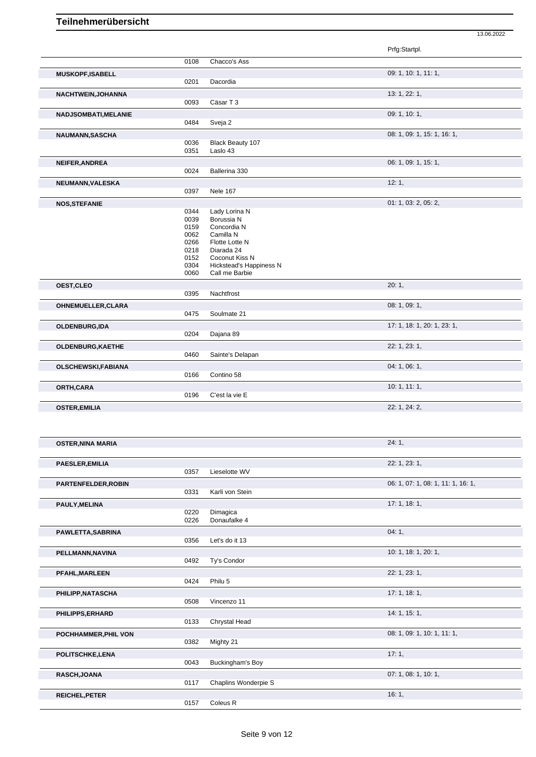# Teilnehmerübersicht

13.06.2022

| Name | Nr. | Pferd | Prfg:Startpl. |
|---|---|---|---|
| | 0108 | Chacco's Ass | |
| **MUSKOPF,ISABELL** | | | 09: 1, 10: 1, 11: 1, |
| | 0201 | Dacordia | |
| **NACHTWEIN,JOHANNA** | | | 13: 1, 22: 1, |
| | 0093 | Cäsar T 3 | |
| **NADJSOMBATI,MELANIE** | | | 09: 1, 10: 1, |
| | 0484 | Sveja 2 | |
| **NAUMANN,SASCHA** | | | 08: 1, 09: 1, 15: 1, 16: 1, |
| | 0036 | Black Beauty 107 | |
| | 0351 | Laslo 43 | |
| **NEIFER,ANDREA** | | | 06: 1, 09: 1, 15: 1, |
| | 0024 | Ballerina 330 | |
| **NEUMANN,VALESKA** | | | 12: 1, |
| | 0397 | Nele 167 | |
| **NOS,STEFANIE** | | | 01: 1, 03: 2, 05: 2, |
| | 0344 | Lady Lorina N | |
| | 0039 | Borussia N | |
| | 0159 | Concordia N | |
| | 0062 | Camilla N | |
| | 0266 | Flotte Lotte N | |
| | 0218 | Diarada 24 | |
| | 0152 | Coconut Kiss N | |
| | 0304 | Hickstead's Happiness N | |
| | 0060 | Call me Barbie | |
| **OEST,CLEO** | | | 20: 1, |
| | 0395 | Nachtfrost | |
| **OHNEMUELLER,CLARA** | | | 08: 1, 09: 1, |
| | 0475 | Soulmate 21 | |
| **OLDENBURG,IDA** | | | 17: 1, 18: 1, 20: 1, 23: 1, |
| | 0204 | Dajana 89 | |
| **OLDENBURG,KAETHE** | | | 22: 1, 23: 1, |
| | 0460 | Sainte's Delapan | |
| **OLSCHEWSKI,FABIANA** | | | 04: 1, 06: 1, |
| | 0166 | Contino 58 | |
| **ORTH,CARA** | | | 10: 1, 11: 1, |
| | 0196 | C'est la vie E | |
| **OSTER,EMILIA** | | | 22: 1, 24: 2, |
| **OSTER,NINA MARIA** | | | 24: 1, |
| **PAESLER,EMILIA** | | | 22: 1, 23: 1, |
| | 0357 | Lieselotte WV | |
| **PARTENFELDER,ROBIN** | | | 06: 1, 07: 1, 08: 1, 11: 1, 16: 1, |
| | 0331 | Karli von Stein | |
| **PAULY,MELINA** | | | 17: 1, 18: 1, |
| | 0220 | Dimagica | |
| | 0226 | Donaufalke 4 | |
| **PAWLETTA,SABRINA** | | | 04: 1, |
| | 0356 | Let's do it 13 | |
| **PELLMANN,NAVINA** | | | 10: 1, 18: 1, 20: 1, |
| | 0492 | Ty's Condor | |
| **PFAHL,MARLEEN** | | | 22: 1, 23: 1, |
| | 0424 | Philu 5 | |
| **PHILIPP,NATASCHA** | | | 17: 1, 18: 1, |
| | 0508 | Vincenzo 11 | |
| **PHILIPPS,ERHARD** | | | 14: 1, 15: 1, |
| | 0133 | Chrystal Head | |
| **POCHHAMMER,PHIL VON** | | | 08: 1, 09: 1, 10: 1, 11: 1, |
| | 0382 | Mighty 21 | |
| **POLITSCHKE,LENA** | | | 17: 1, |
| | 0043 | Buckingham's Boy | |
| **RASCH,JOANA** | | | 07: 1, 08: 1, 10: 1, |
| | 0117 | Chaplins Wonderpie S | |
| **REICHEL,PETER** | | | 16: 1, |
| | 0157 | Coleus R | |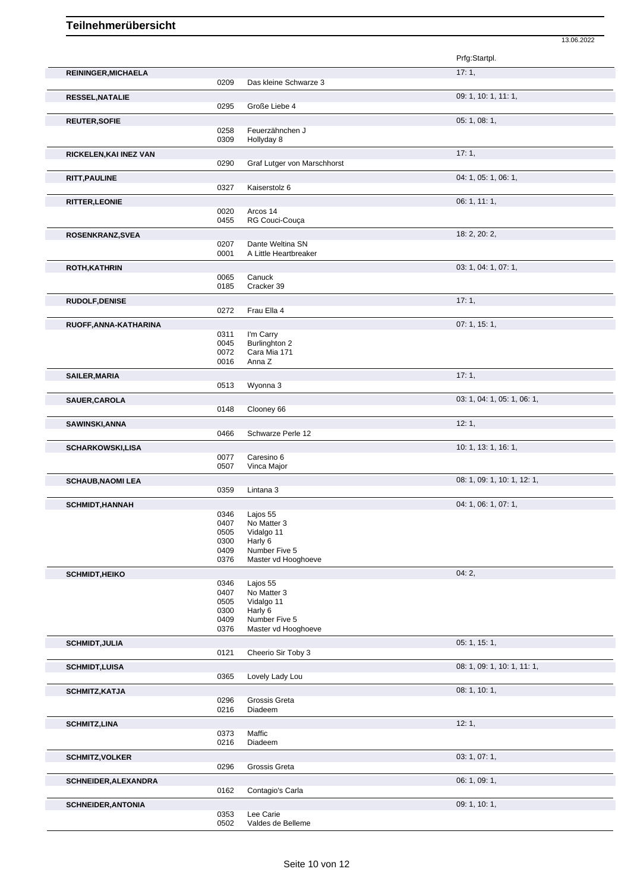# Teilnehmerübersicht

13.06.2022

| Name | Nr. | Pferd | Prfg:Startpl. |
|---|---|---|---|
| **REININGER,MICHAELA** | | | 17: 1, |
| | 0209 | Das kleine Schwarze 3 | |
| **RESSEL,NATALIE** | | | 09: 1, 10: 1, 11: 1, |
| | 0295 | Große Liebe 4 | |
| **REUTER,SOFIE** | | | 05: 1, 08: 1, |
| | 0258 | Feuerzähnchen J | |
| | 0309 | Hollyday 8 | |
| **RICKELEN,KAI INEZ VAN** | | | 17: 1, |
| | 0290 | Graf Lutger von Marschhorst | |
| **RITT,PAULINE** | | | 04: 1, 05: 1, 06: 1, |
| | 0327 | Kaiserstolz 6 | |
| **RITTER,LEONIE** | | | 06: 1, 11: 1, |
| | 0020 | Arcos 14 | |
| | 0455 | RG Couci-Couça | |
| **ROSENKRANZ,SVEA** | | | 18: 2, 20: 2, |
| | 0207 | Dante Weltina SN | |
| | 0001 | A Little Heartbreaker | |
| **ROTH,KATHRIN** | | | 03: 1, 04: 1, 07: 1, |
| | 0065 | Canuck | |
| | 0185 | Cracker 39 | |
| **RUDOLF,DENISE** | | | 17: 1, |
| | 0272 | Frau Ella 4 | |
| **RUOFF,ANNA-KATHARINA** | | | 07: 1, 15: 1, |
| | 0311 | I'm Carry | |
| | 0045 | Burlinghton 2 | |
| | 0072 | Cara Mia 171 | |
| | 0016 | Anna Z | |
| **SAILER,MARIA** | | | 17: 1, |
| | 0513 | Wyonna 3 | |
| **SAUER,CAROLA** | | | 03: 1, 04: 1, 05: 1, 06: 1, |
| | 0148 | Clooney 66 | |
| **SAWINSKI,ANNA** | | | 12: 1, |
| | 0466 | Schwarze Perle 12 | |
| **SCHARKOWSKI,LISA** | | | 10: 1, 13: 1, 16: 1, |
| | 0077 | Caresino 6 | |
| | 0507 | Vinca Major | |
| **SCHAUB,NAOMI LEA** | | | 08: 1, 09: 1, 10: 1, 12: 1, |
| | 0359 | Lintana 3 | |
| **SCHMIDT,HANNAH** | | | 04: 1, 06: 1, 07: 1, |
| | 0346 | Lajos 55 | |
| | 0407 | No Matter 3 | |
| | 0505 | Vidalgo 11 | |
| | 0300 | Harly 6 | |
| | 0409 | Number Five 5 | |
| | 0376 | Master vd Hooghoeve | |
| **SCHMIDT,HEIKO** | | | 04: 2, |
| | 0346 | Lajos 55 | |
| | 0407 | No Matter 3 | |
| | 0505 | Vidalgo 11 | |
| | 0300 | Harly 6 | |
| | 0409 | Number Five 5 | |
| | 0376 | Master vd Hooghoeve | |
| **SCHMIDT,JULIA** | | | 05: 1, 15: 1, |
| | 0121 | Cheerio Sir Toby 3 | |
| **SCHMIDT,LUISA** | | | 08: 1, 09: 1, 10: 1, 11: 1, |
| | 0365 | Lovely Lady Lou | |
| **SCHMITZ,KATJA** | | | 08: 1, 10: 1, |
| | 0296 | Grossis Greta | |
| | 0216 | Diadeem | |
| **SCHMITZ,LINA** | | | 12: 1, |
| | 0373 | Maffic | |
| | 0216 | Diadeem | |
| **SCHMITZ,VOLKER** | | | 03: 1, 07: 1, |
| | 0296 | Grossis Greta | |
| **SCHNEIDER,ALEXANDRA** | | | 06: 1, 09: 1, |
| | 0162 | Contagio's Carla | |
| **SCHNEIDER,ANTONIA** | | | 09: 1, 10: 1, |
| | 0353 | Lee Carie | |
| | 0502 | Valdes de Belleme | |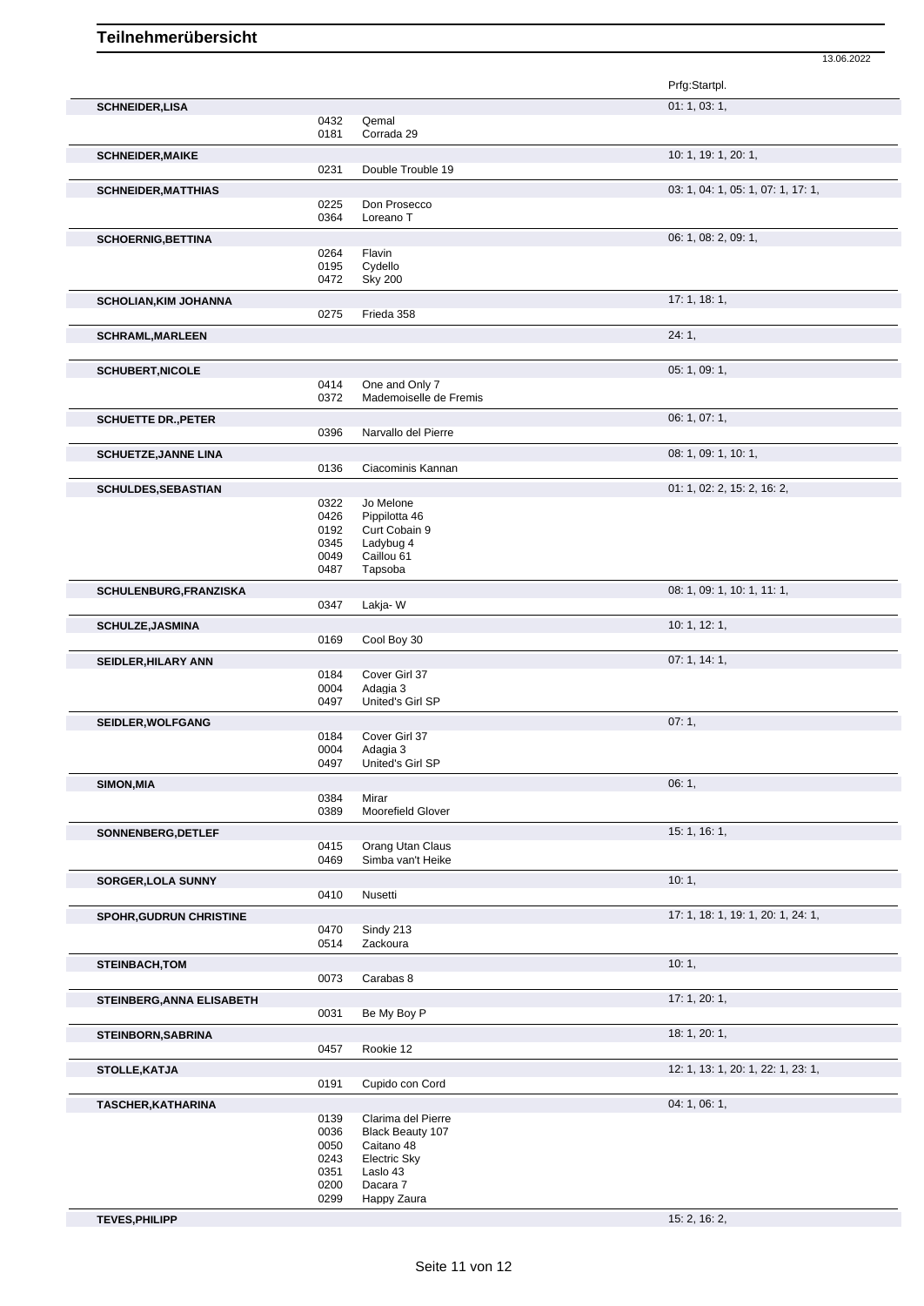## Teilnehmerübersicht

13.06.2022

| Name | Nr. | Pferd | Prfg:Startpl. |
|---|---|---|---|
| **SCHNEIDER,LISA** | | | 01: 1, 03: 1, |
| | 0432 | Qemal | |
| | 0181 | Corrada 29 | |
| **SCHNEIDER,MAIKE** | | | 10: 1, 19: 1, 20: 1, |
| | 0231 | Double Trouble 19 | |
| **SCHNEIDER,MATTHIAS** | | | 03: 1, 04: 1, 05: 1, 07: 1, 17: 1, |
| | 0225 | Don Prosecco | |
| | 0364 | Loreano T | |
| **SCHOERNIG,BETTINA** | | | 06: 1, 08: 2, 09: 1, |
| | 0264 | Flavin | |
| | 0195 | Cydello | |
| | 0472 | Sky 200 | |
| **SCHOLIAN,KIM JOHANNA** | | | 17: 1, 18: 1, |
| | 0275 | Frieda 358 | |
| **SCHRAML,MARLEEN** | | | 24: 1, |
| **SCHUBERT,NICOLE** | | | 05: 1, 09: 1, |
| | 0414 | One and Only 7 | |
| | 0372 | Mademoiselle de Fremis | |
| **SCHUETTE DR.,PETER** | | | 06: 1, 07: 1, |
| | 0396 | Narvallo del Pierre | |
| **SCHUETZE,JANNE LINA** | | | 08: 1, 09: 1, 10: 1, |
| | 0136 | Ciacominis Kannan | |
| **SCHULDES,SEBASTIAN** | | | 01: 1, 02: 2, 15: 2, 16: 2, |
| | 0322 | Jo Melone | |
| | 0426 | Pippilotta 46 | |
| | 0192 | Curt Cobain 9 | |
| | 0345 | Ladybug 4 | |
| | 0049 | Caillou 61 | |
| | 0487 | Tapsoba | |
| **SCHULENBURG,FRANZISKA** | | | 08: 1, 09: 1, 10: 1, 11: 1, |
| | 0347 | Lakja- W | |
| **SCHULZE,JASMINA** | | | 10: 1, 12: 1, |
| | 0169 | Cool Boy 30 | |
| **SEIDLER,HILARY ANN** | | | 07: 1, 14: 1, |
| | 0184 | Cover Girl 37 | |
| | 0004 | Adagia 3 | |
| | 0497 | United's Girl SP | |
| **SEIDLER,WOLFGANG** | | | 07: 1, |
| | 0184 | Cover Girl 37 | |
| | 0004 | Adagia 3 | |
| | 0497 | United's Girl SP | |
| **SIMON,MIA** | | | 06: 1, |
| | 0384 | Mirar | |
| | 0389 | Moorefield Glover | |
| **SONNENBERG,DETLEF** | | | 15: 1, 16: 1, |
| | 0415 | Orang Utan Claus | |
| | 0469 | Simba van't Heike | |
| **SORGER,LOLA SUNNY** | | | 10: 1, |
| | 0410 | Nusetti | |
| **SPOHR,GUDRUN CHRISTINE** | | | 17: 1, 18: 1, 19: 1, 20: 1, 24: 1, |
| | 0470 | Sindy 213 | |
| | 0514 | Zackoura | |
| **STEINBACH,TOM** | | | 10: 1, |
| | 0073 | Carabas 8 | |
| **STEINBERG,ANNA ELISABETH** | | | 17: 1, 20: 1, |
| | 0031 | Be My Boy P | |
| **STEINBORN,SABRINA** | | | 18: 1, 20: 1, |
| | 0457 | Rookie 12 | |
| **STOLLE,KATJA** | | | 12: 1, 13: 1, 20: 1, 22: 1, 23: 1, |
| | 0191 | Cupido con Cord | |
| **TASCHER,KATHARINA** | | | 04: 1, 06: 1, |
| | 0139 | Clarima del Pierre | |
| | 0036 | Black Beauty 107 | |
| | 0050 | Caitano 48 | |
| | 0243 | Electric Sky | |
| | 0351 | Laslo 43 | |
| | 0200 | Dacara 7 | |
| | 0299 | Happy Zaura | |
| **TEVES,PHILIPP** | | | 15: 2, 16: 2, |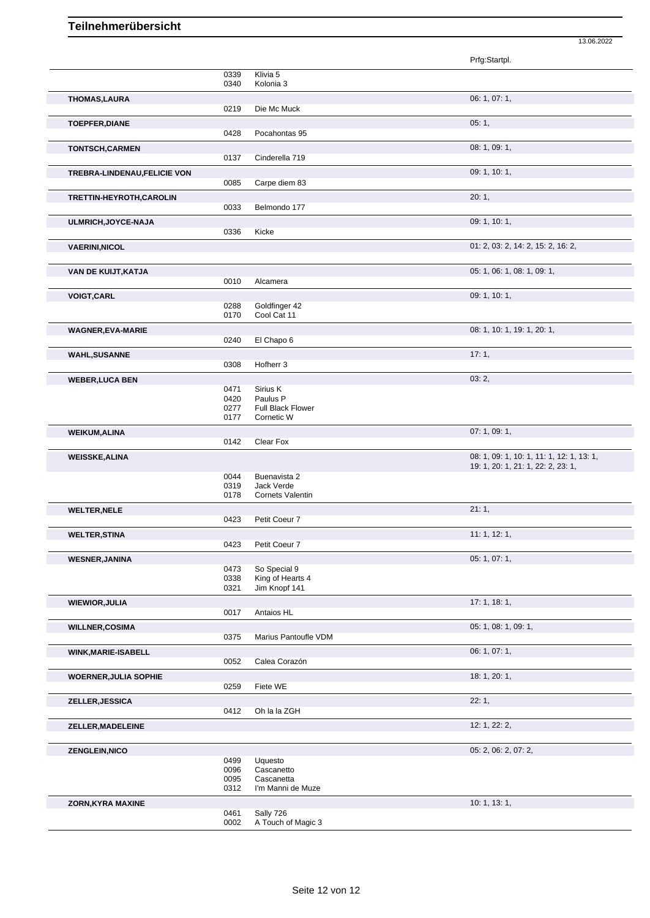# Teilnehmerübersicht

13.06.2022

| | | | Prfg:Startpl. |
|---|---|---|---|
| | 0339 | Klivia 5 | |
| | 0340 | Kolonia 3 | |
| **THOMAS,LAURA** | | | 06: 1, 07: 1, |
| | 0219 | Die Mc Muck | |
| **TOEPFER,DIANE** | | | 05: 1, |
| | 0428 | Pocahontas 95 | |
| **TONTSCH,CARMEN** | | | 08: 1, 09: 1, |
| | 0137 | Cinderella 719 | |
| **TREBRA-LINDENAU,FELICIE VON** | | | 09: 1, 10: 1, |
| | 0085 | Carpe diem 83 | |
| **TRETTIN-HEYROTH,CAROLIN** | | | 20: 1, |
| | 0033 | Belmondo 177 | |
| **ULMRICH,JOYCE-NAJA** | | | 09: 1, 10: 1, |
| | 0336 | Kicke | |
| **VAERINI,NICOL** | | | 01: 2, 03: 2, 14: 2, 15: 2, 16: 2, |
| **VAN DE KUIJT,KATJA** | | | 05: 1, 06: 1, 08: 1, 09: 1, |
| | 0010 | Alcamera | |
| **VOIGT,CARL** | | | 09: 1, 10: 1, |
| | 0288 | Goldfinger 42 | |
| | 0170 | Cool Cat 11 | |
| **WAGNER,EVA-MARIE** | | | 08: 1, 10: 1, 19: 1, 20: 1, |
| | 0240 | El Chapo 6 | |
| **WAHL,SUSANNE** | | | 17: 1, |
| | 0308 | Hofherr 3 | |
| **WEBER,LUCA BEN** | | | 03: 2, |
| | 0471 | Sirius K | |
| | 0420 | Paulus P | |
| | 0277 | Full Black Flower | |
| | 0177 | Cornetic W | |
| **WEIKUM,ALINA** | | | 07: 1, 09: 1, |
| | 0142 | Clear Fox | |
| **WEISSKE,ALINA** | | | 08: 1, 09: 1, 10: 1, 11: 1, 12: 1, 13: 1, 19: 1, 20: 1, 21: 1, 22: 2, 23: 1, |
| | 0044 | Buenavista 2 | |
| | 0319 | Jack Verde | |
| | 0178 | Cornets Valentin | |
| **WELTER,NELE** | | | 21: 1, |
| | 0423 | Petit Coeur 7 | |
| **WELTER,STINA** | | | 11: 1, 12: 1, |
| | 0423 | Petit Coeur 7 | |
| **WESNER,JANINA** | | | 05: 1, 07: 1, |
| | 0473 | So Special 9 | |
| | 0338 | King of Hearts 4 | |
| | 0321 | Jim Knopf 141 | |
| **WIEWIOR,JULIA** | | | 17: 1, 18: 1, |
| | 0017 | Antaios HL | |
| **WILLNER,COSIMA** | | | 05: 1, 08: 1, 09: 1, |
| | 0375 | Marius Pantoufle VDM | |
| **WINK,MARIE-ISABELL** | | | 06: 1, 07: 1, |
| | 0052 | Calea Corazón | |
| **WOERNER,JULIA SOPHIE** | | | 18: 1, 20: 1, |
| | 0259 | Fiete WE | |
| **ZELLER,JESSICA** | | | 22: 1, |
| | 0412 | Oh la la ZGH | |
| **ZELLER,MADELEINE** | | | 12: 1, 22: 2, |
| **ZENGLEIN,NICO** | | | 05: 2, 06: 2, 07: 2, |
| | 0499 | Uquesto | |
| | 0096 | Cascanetto | |
| | 0095 | Cascanetta | |
| | 0312 | I'm Manni de Muze | |
| **ZORN,KYRA MAXINE** | | | 10: 1, 13: 1, |
| | 0461 | Sally 726 | |
| | 0002 | A Touch of Magic 3 | |